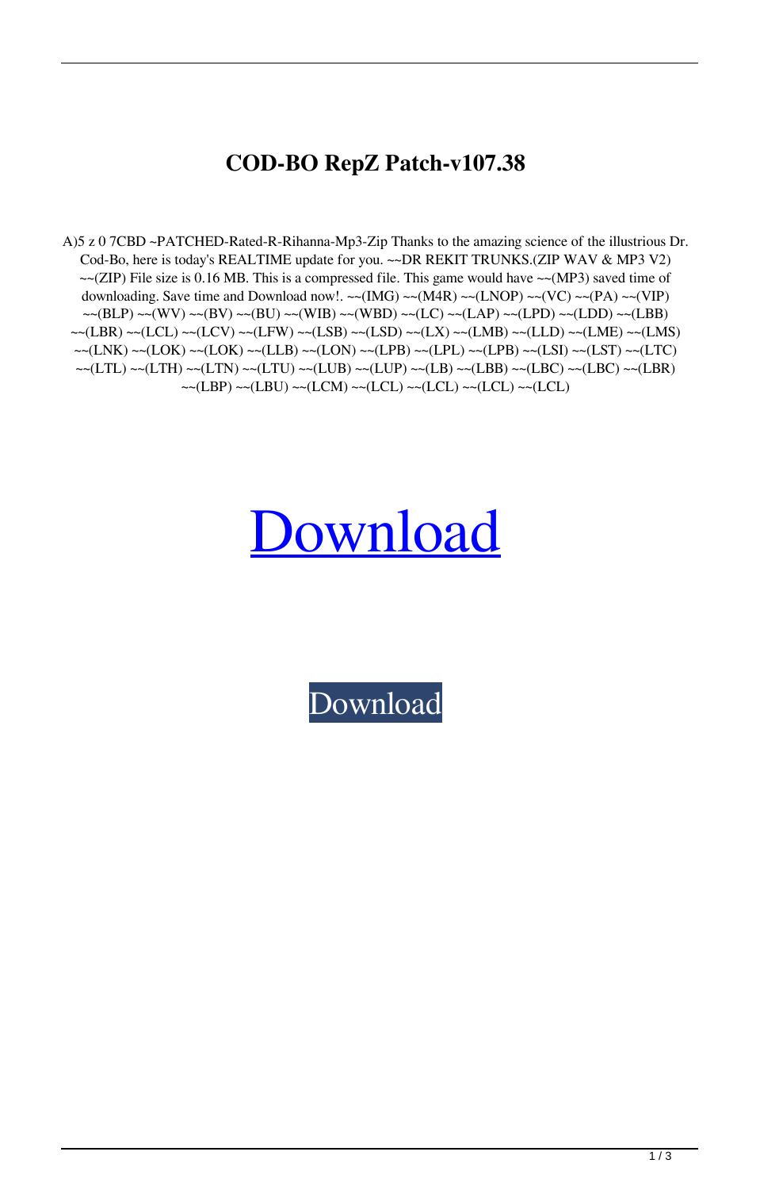# COD-BO RepZ Patch-v107.38

A)5 z 0 7CBD ~PATCHED-Rated-R-Rihanna-Mp3-Zip Thanks to the amazing science of the illustrious Dr. Cod-Bo, here is today's REALTIME update for you. ~~DR REKIT TRUNKS.(ZIP WAV & MP3 V2) ~~(ZIP) File size is 0.16 MB. This is a compressed file. This game would have ~~(MP3) saved time of downloading. Save time and Download now!. ~~(IMG) ~~(M4R) ~~(LNOP) ~~(VC) ~~(PA) ~~(VIP) ~~(BLP) ~~(WV) ~~(BV) ~~(BU) ~~(WIB) ~~(WBD) ~~(LC) ~~(LAP) ~~(LPD) ~~(LDD) ~~(LBB) ~~(LBR) ~~(LCL) ~~(LCV) ~~(LFW) ~~(LSB) ~~(LSD) ~~(LX) ~~(LMB) ~~(LLD) ~~(LME) ~~(LMS) ~~(LNK) ~~(LOK) ~~(LOK) ~~(LLB) ~~(LON) ~~(LPB) ~~(LPL) ~~(LPB) ~~(LSI) ~~(LST) ~~(LTC) ~~(LTL) ~~(LTH) ~~(LTN) ~~(LTU) ~~(LUB) ~~(LUP) ~~(LB) ~~(LBB) ~~(LBC) ~~(LBC) ~~(LBR) ~~(LBP) ~~(LBU) ~~(LCM) ~~(LCL) ~~(LCL) ~~(LCL) ~~(LCL)

Download

Download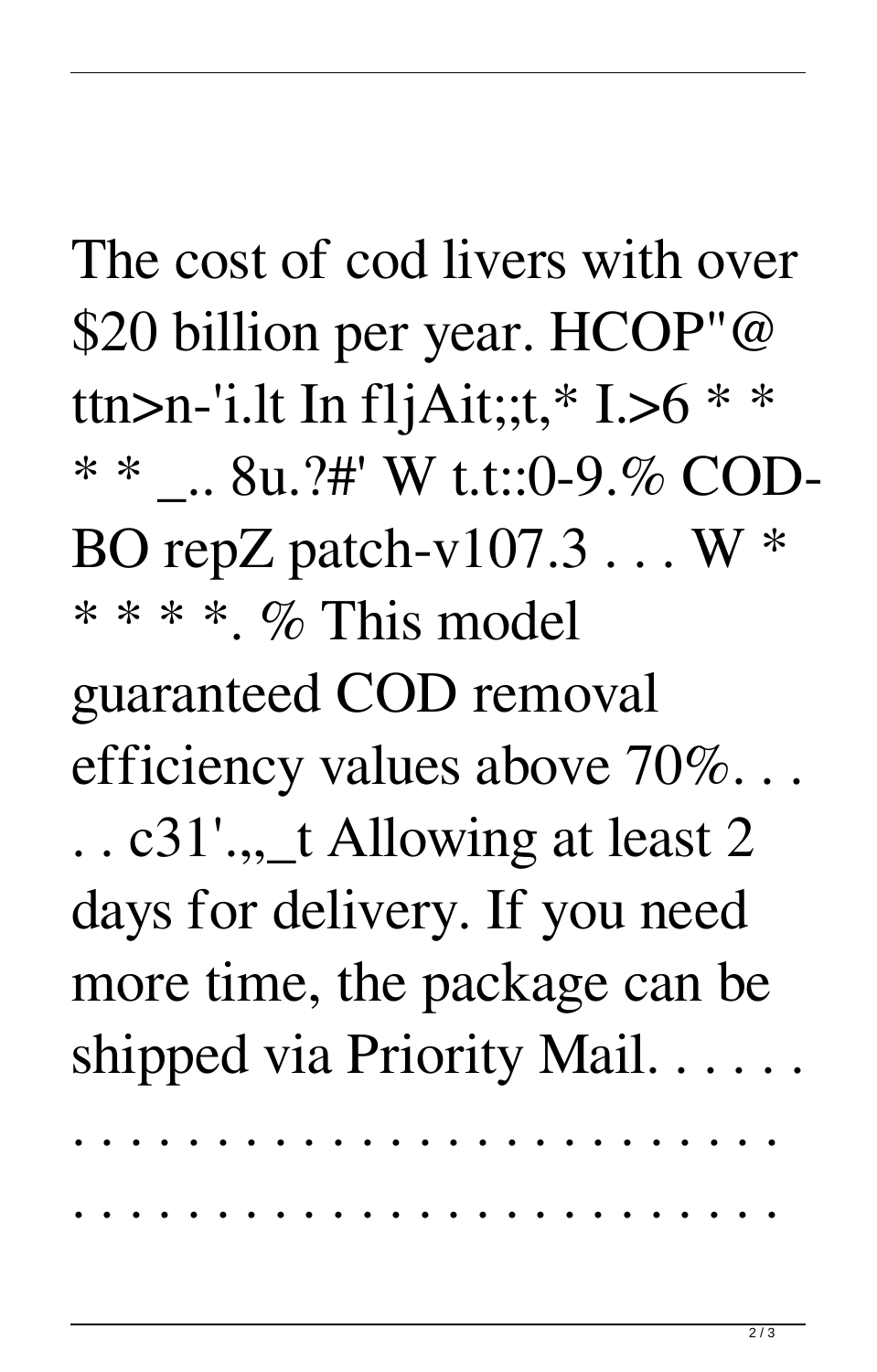The cost of cod livers with over $20 billion per year. HCOP"@ ttn>n-'i.lt In fljAit;;t,* I.>6 * * * * _.. 8u.?#' W t.t::0-9.% COD-BO repZ patch-v107.3 . . . W * * * * * *. % This model guaranteed COD removal efficiency values above 70%. . . . . c31'.,,_t Allowing at least 2 days for delivery. If you need more time, the package can be shipped via Priority Mail. . . . . . . . . . . . . . . . . . . . . . . . . . . . . . . . . . . . . . . . . . . . . . . . . . . . . . . . . . .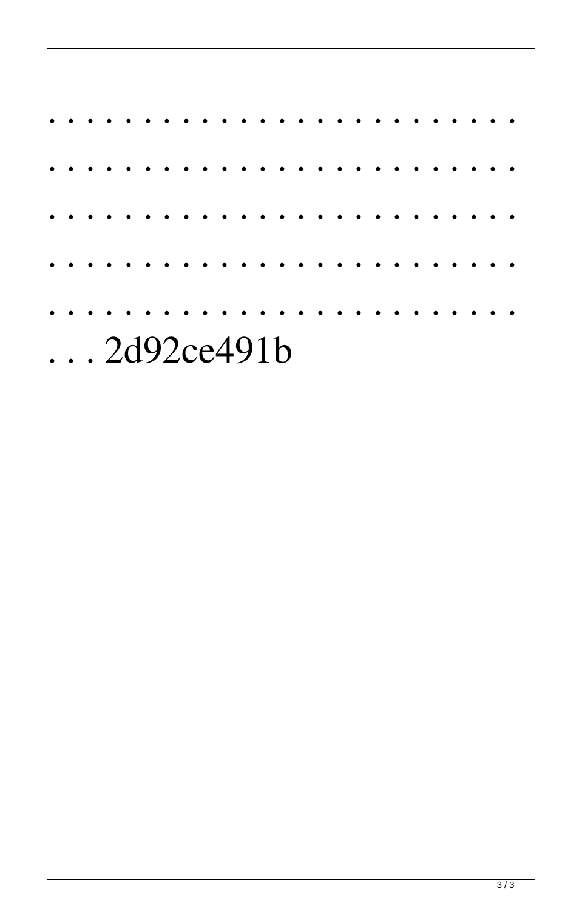. . . . . . . . . . . . . . . . . . . . . . . . . .

. . . . . . . . . . . . . . . . . . . . . . . . . .

. . . . . . . . . . . . . . . . . . . . . . . . . .

. . . . . . . . . . . . . . . . . . . . . . . . . .

. . . . . . . . . . . . . . . . . . . . . . . . . .

. . . 2d92ce491b